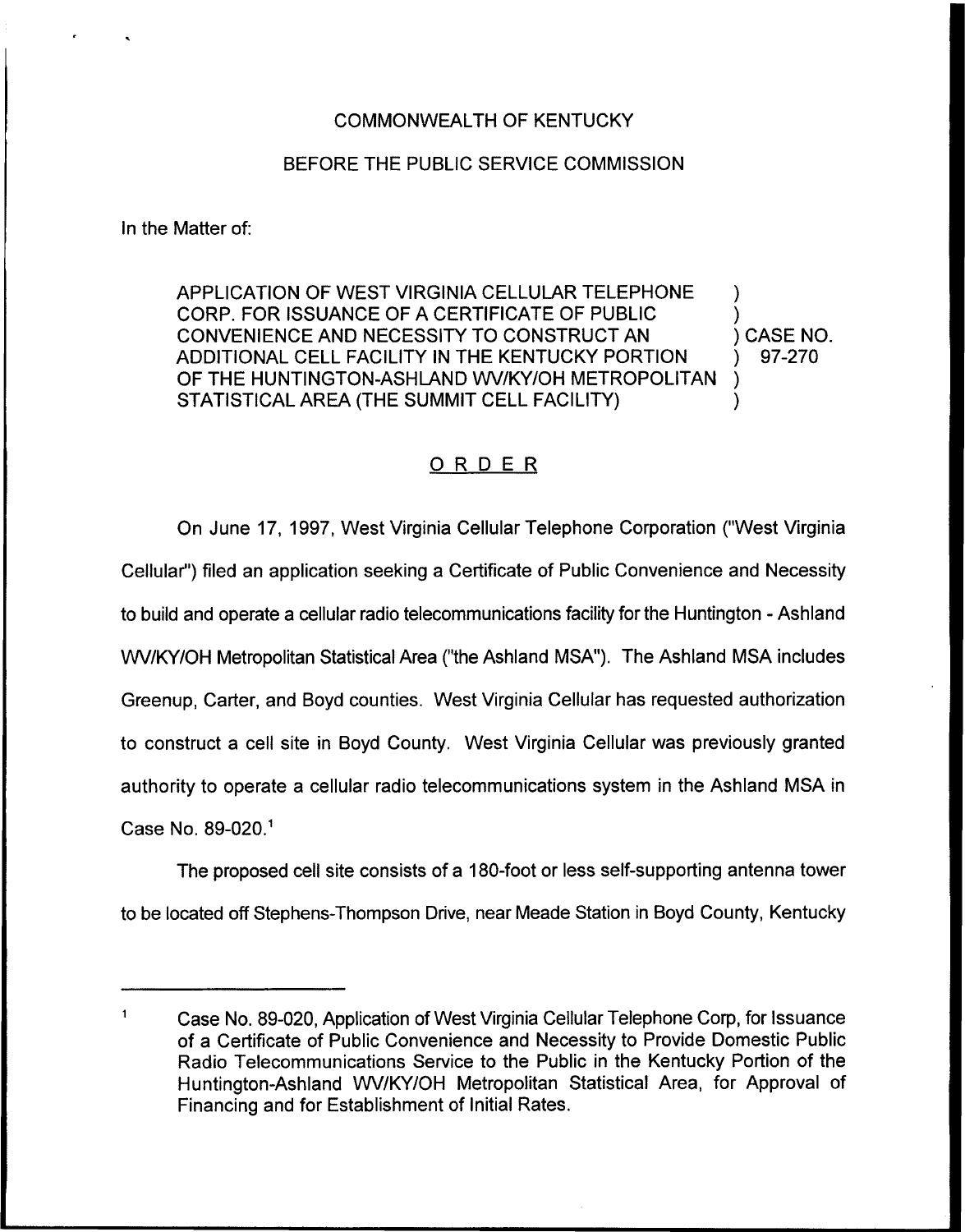COMMONWEALTH OF KENTUCKY

BEFORE THE PUBLIC SERVICE COMMISSION

In the Matter of:

| | |
|---|---|
| APPLICATION OF WEST VIRGINIA CELLULAR TELEPHONE CORP. FOR ISSUANCE OF A CERTIFICATE OF PUBLIC CONVENIENCE AND NECESSITY TO CONSTRUCT AN ADDITIONAL CELL FACILITY IN THE KENTUCKY PORTION OF THE HUNTINGTON-ASHLAND WV/KY/OH METROPOLITAN STATISTICAL AREA (THE SUMMIT CELL FACILITY) | ) CASE NO. 97-270 |

## ORDER

On June 17, 1997, West Virginia Cellular Telephone Corporation ("West Virginia Cellular") filed an application seeking a Certificate of Public Convenience and Necessity to build and operate a cellular radio telecommunications facility for the Huntington - Ashland WV/KY/OH Metropolitan Statistical Area ("the Ashland MSA"). The Ashland MSA includes Greenup, Carter, and Boyd counties. West Virginia Cellular has requested authorization to construct a cell site in Boyd County. West Virginia Cellular was previously granted authority to operate a cellular radio telecommunications system in the Ashland MSA in Case No. 89-020.[1]

The proposed cell site consists of a 180-foot or less self-supporting antenna tower to be located off Stephens-Thompson Drive, near Meade Station in Boyd County, Kentucky

[1] Case No. 89-020, Application of West Virginia Cellular Telephone Corp, for Issuance of a Certificate of Public Convenience and Necessity to Provide Domestic Public Radio Telecommunications Service to the Public in the Kentucky Portion of the Huntington-Ashland WV/KY/OH Metropolitan Statistical Area, for Approval of Financing and for Establishment of Initial Rates.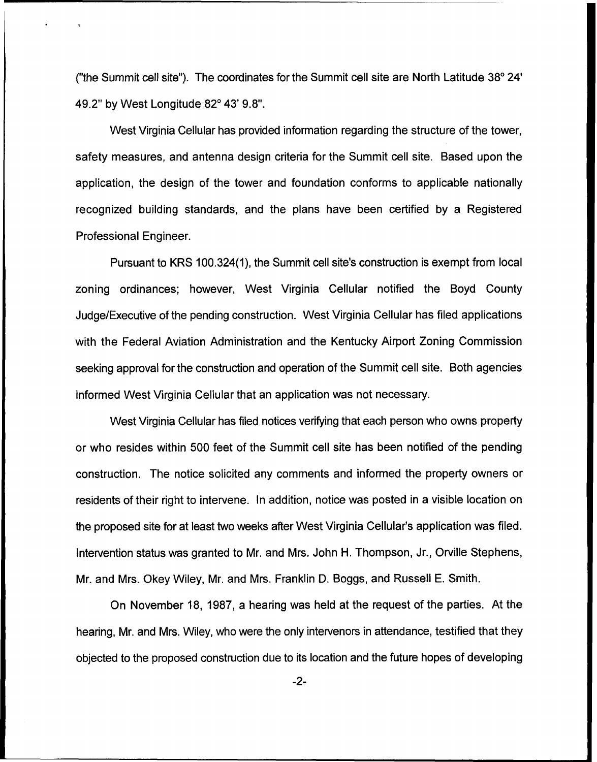("the Summit cell site"). The coordinates for the Summit cell site are North Latitude 38° 24' 49.2" by West Longitude 82° 43' 9.8".

West Virginia Cellular has provided information regarding the structure of the tower, safety measures, and antenna design criteria for the Summit cell site. Based upon the application, the design of the tower and foundation conforms to applicable nationally recognized building standards, and the plans have been certified by a Registered Professional Engineer.

Pursuant to KRS 100.324(1), the Summit cell site's construction is exempt from local zoning ordinances; however, West Virginia Cellular notified the Boyd County Judge/Executive of the pending construction. West Virginia Cellular has filed applications with the Federal Aviation Administration and the Kentucky Airport Zoning Commission seeking approval for the construction and operation of the Summit cell site. Both agencies informed West Virginia Cellular that an application was not necessary.

West Virginia Cellular has filed notices verifying that each person who owns property or who resides within 500 feet of the Summit cell site has been notified of the pending construction. The notice solicited any comments and informed the property owners or residents of their right to intervene. In addition, notice was posted in a visible location on the proposed site for at least two weeks after West Virginia Cellular's application was filed. Intervention status was granted to Mr. and Mrs. John H. Thompson, Jr., Orville Stephens, Mr. and Mrs. Okey Wiley, Mr. and Mrs. Franklin D. Boggs, and Russell E. Smith.

On November 18, 1987, a hearing was held at the request of the parties. At the hearing, Mr. and Mrs. Wiley, who were the only intervenors in attendance, testified that they objected to the proposed construction due to its location and the future hopes of developing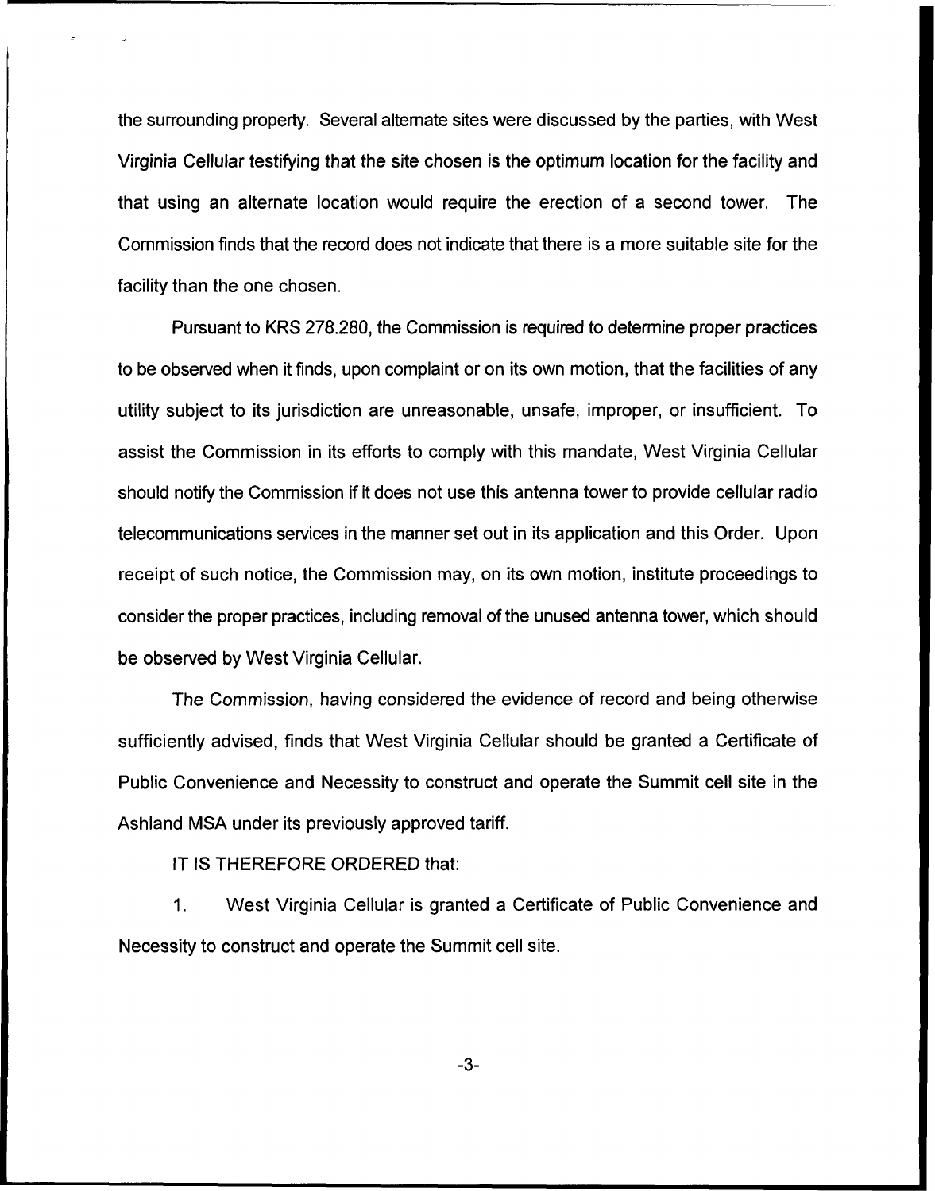the surrounding property. Several alternate sites were discussed by the parties, with West Virginia Cellular testifying that the site chosen is the optimum location for the facility and that using an alternate location would require the erection of a second tower. The Commission finds that the record does not indicate that there is a more suitable site for the facility than the one chosen.

Pursuant to KRS 278.280, the Commission is required to determine proper practices to be observed when it finds, upon complaint or on its own motion, that the facilities of any utility subject to its jurisdiction are unreasonable, unsafe, improper, or insufficient. To assist the Commission in its efforts to comply with this mandate, West Virginia Cellular should notify the Commission if it does not use this antenna tower to provide cellular radio telecommunications services in the manner set out in its application and this Order. Upon receipt of such notice, the Commission may, on its own motion, institute proceedings to consider the proper practices, including removal of the unused antenna tower, which should be observed by West Virginia Cellular.

The Commission, having considered the evidence of record and being otherwise sufficiently advised, finds that West Virginia Cellular should be granted a Certificate of Public Convenience and Necessity to construct and operate the Summit cell site in the Ashland MSA under its previously approved tariff.

IT IS THEREFORE ORDERED that:

1. West Virginia Cellular is granted a Certificate of Public Convenience and Necessity to construct and operate the Summit cell site.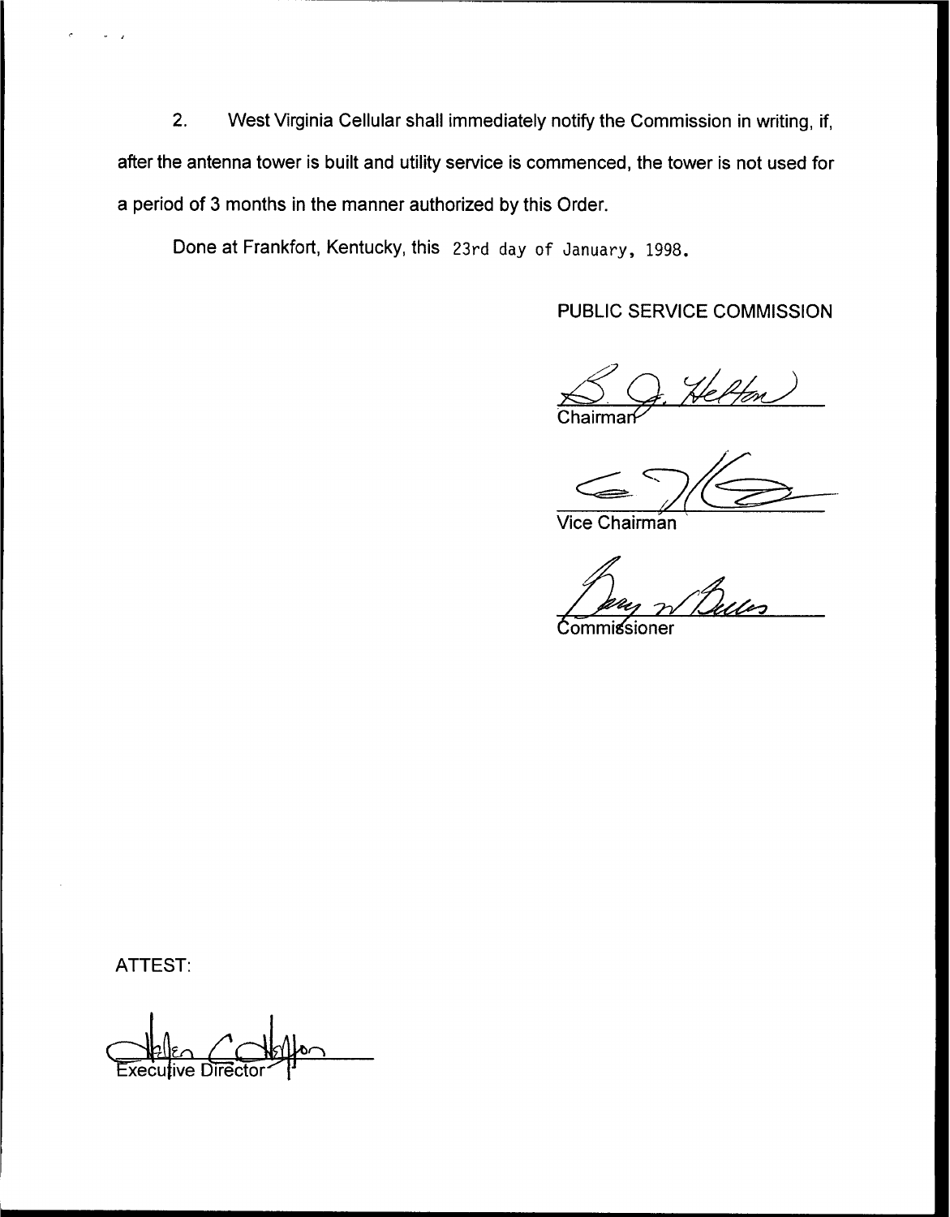2. West Virginia Cellular shall immediately notify the Commission in writing, if, after the antenna tower is built and utility service is commenced, the tower is not used for a period of 3 months in the manner authorized by this Order.

Done at Frankfort, Kentucky, this 23rd day of January, 1998.

PUBLIC SERVICE COMMISSION

Chairman

Vice Chairman

Commissioner

ATTEST:

Executive Director